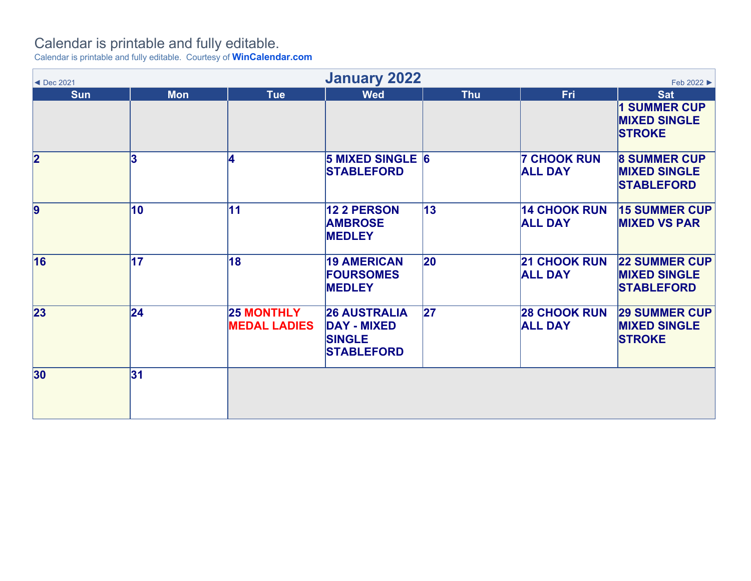Calendar is printable and fully editable.

Calendar is printable and fully editable. Courtesy of **WinCalendar.com**

◄ Dec 2021

# January 2022

Feb 2022 ►

| Sun | Mon | Tue | Wed | Thu | Fri | Sat |
|---|---|---|---|---|---|---|
| | | | | | | **1 SUMMER CUP MIXED SINGLE STROKE** |
| **2** | **3** | **4** | **5 MIXED SINGLE STABLEFORD** | **6** | **7 CHOOK RUN ALL DAY** | **8 SUMMER CUP MIXED SINGLE STABLEFORD** |
| **9** | **10** | **11** | **12 2 PERSON AMBROSE MEDLEY** | **13** | **14 CHOOK RUN ALL DAY** | **15 SUMMER CUP MIXED VS PAR** |
| **16** | **17** | **18** | **19 AMERICAN FOURSOMES MEDLEY** | **20** | **21 CHOOK RUN ALL DAY** | **22 SUMMER CUP MIXED SINGLE STABLEFORD** |
| **23** | **24** | **25 MONTHLY MEDAL LADIES** | **26 AUSTRALIA DAY - MIXED SINGLE STABLEFORD** | **27** | **28 CHOOK RUN ALL DAY** | **29 SUMMER CUP MIXED SINGLE STROKE** |
| **30** | **31** | | | | | |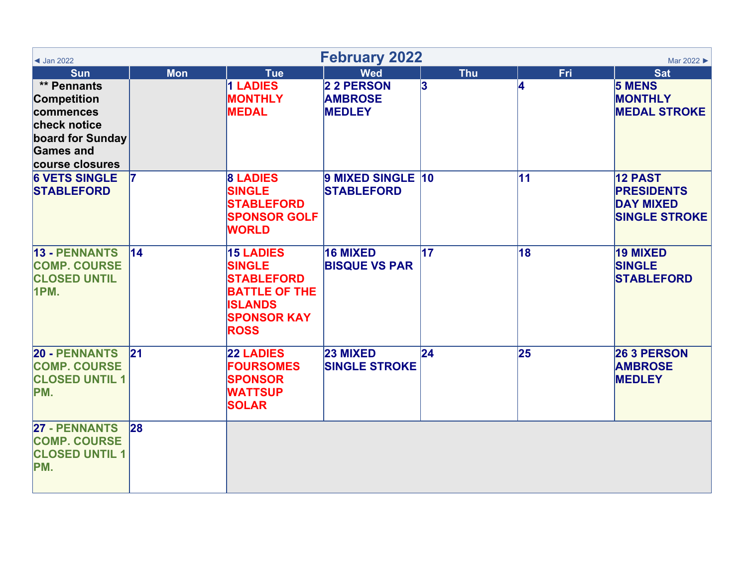# February 2022

◄ Jan 2022 | Mar 2022 ►

| Sun | Mon | Tue | Wed | Thu | Fri | Sat |
|---|---|---|---|---|---|---|
| ** Pennants Competition commences check notice board for Sunday Games and course closures | | 1 LADIES MONTHLY MEDAL | 2 2 PERSON AMBROSE MEDLEY | 3 | 4 | 5 MENS MONTHLY MEDAL STROKE |
| 6 VETS SINGLE STABLEFORD | 7 | 8 LADIES SINGLE STABLEFORD SPONSOR GOLF WORLD | 9 MIXED SINGLE STABLEFORD | 10 | 11 | 12 PAST PRESIDENTS DAY MIXED SINGLE STROKE |
| 13 - PENNANTS COMP. COURSE CLOSED UNTIL 1PM. | 14 | 15 LADIES SINGLE STABLEFORD BATTLE OF THE ISLANDS SPONSOR KAY ROSS | 16 MIXED BISQUE VS PAR | 17 | 18 | 19 MIXED SINGLE STABLEFORD |
| 20 - PENNANTS COMP. COURSE CLOSED UNTIL 1 PM. | 21 | 22 LADIES FOURSOMES SPONSOR WATTSUP SOLAR | 23 MIXED SINGLE STROKE | 24 | 25 | 26 3 PERSON AMBROSE MEDLEY |
| 27 - PENNANTS COMP. COURSE CLOSED UNTIL 1 PM. | 28 | | | | | |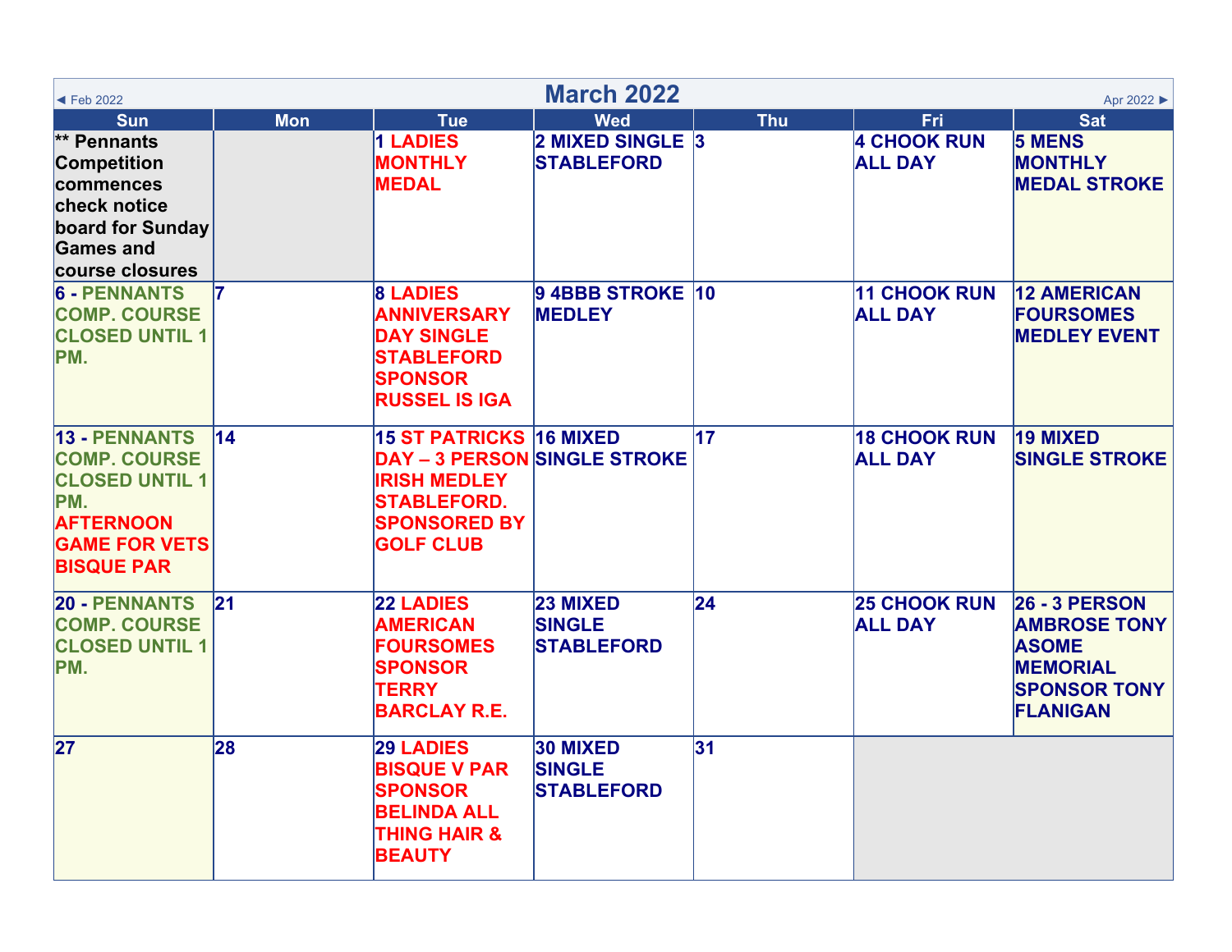# March 2022

◄ Feb 2022 | Apr 2022 ►

| Sun | Mon | Tue | Wed | Thu | Fri | Sat |
|---|---|---|---|---|---|---|
| ** Pennants Competition commences check notice board for Sunday Games and course closures | | 1 LADIES MONTHLY MEDAL | 2 MIXED SINGLE STABLEFORD | 3 | 4 CHOOK RUN ALL DAY | 5 MENS MONTHLY MEDAL STROKE |
| 6 - PENNANTS COMP. COURSE CLOSED UNTIL 1 PM. | 7 | 8 LADIES ANNIVERSARY DAY SINGLE STABLEFORD SPONSOR RUSSEL IS IGA | 9 4BBB STROKE MEDLEY | 10 | 11 CHOOK RUN ALL DAY | 12 AMERICAN FOURSOMES MEDLEY EVENT |
| 13 - PENNANTS COMP. COURSE CLOSED UNTIL 1 PM. AFTERNOON GAME FOR VETS BISQUE PAR | 14 | 15 ST PATRICKS DAY – 3 PERSON IRISH MEDLEY STABLEFORD. SPONSORED BY GOLF CLUB | 16 MIXED SINGLE STROKE | 17 | 18 CHOOK RUN ALL DAY | 19 MIXED SINGLE STROKE |
| 20 - PENNANTS COMP. COURSE CLOSED UNTIL 1 PM. | 21 | 22 LADIES AMERICAN FOURSOMES SPONSOR TERRY BARCLAY R.E. | 23 MIXED SINGLE STABLEFORD | 24 | 25 CHOOK RUN ALL DAY | 26 - 3 PERSON AMBROSE TONY ASOME MEMORIAL SPONSOR TONY FLANIGAN |
| 27 | 28 | 29 LADIES BISQUE V PAR SPONSOR BELINDA ALL THING HAIR & BEAUTY | 30 MIXED SINGLE STABLEFORD | 31 | | |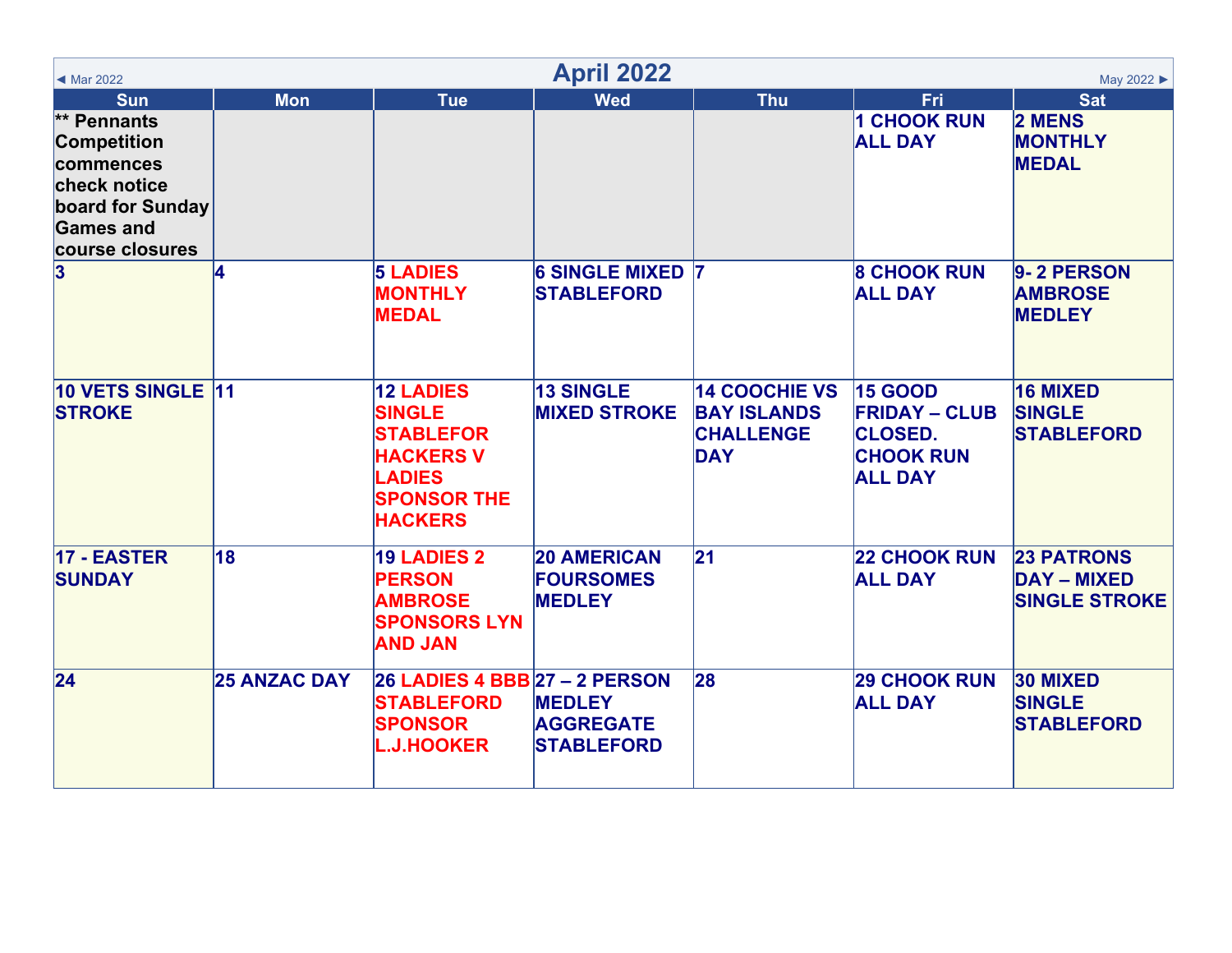# April 2022

◄ Mar 2022 | May 2022 ►

| Sun | Mon | Tue | Wed | Thu | Fri | Sat |
|---|---|---|---|---|---|---|
| ** Pennants Competition commences check notice board for Sunday Games and course closures | | | | | 1 CHOOK RUN ALL DAY | 2 MENS MONTHLY MEDAL |
| 3 | 4 | 5 LADIES MONTHLY MEDAL | 6 SINGLE MIXED STABLEFORD | 7 | 8 CHOOK RUN ALL DAY | 9- 2 PERSON AMBROSE MEDLEY |
| 10 VETS SINGLE STROKE | 11 | 12 LADIES SINGLE STABLEFOR HACKERS V LADIES SPONSOR THE HACKERS | 13 SINGLE MIXED STROKE | 14 COOCHIE VS BAY ISLANDS CHALLENGE DAY | 15 GOOD FRIDAY – CLUB CLOSED. CHOOK RUN ALL DAY | 16 MIXED SINGLE STABLEFORD |
| 17 - EASTER SUNDAY | 18 | 19 LADIES 2 PERSON AMBROSE SPONSORS LYN AND JAN | 20 AMERICAN FOURSOMES MEDLEY | 21 | 22 CHOOK RUN ALL DAY | 23 PATRONS DAY – MIXED SINGLE STROKE |
| 24 | 25 ANZAC DAY | 26 LADIES 4 BBB STABLEFORD SPONSOR L.J.HOOKER | 27 – 2 PERSON MEDLEY AGGREGATE STABLEFORD | 28 | 29 CHOOK RUN ALL DAY | 30 MIXED SINGLE STABLEFORD |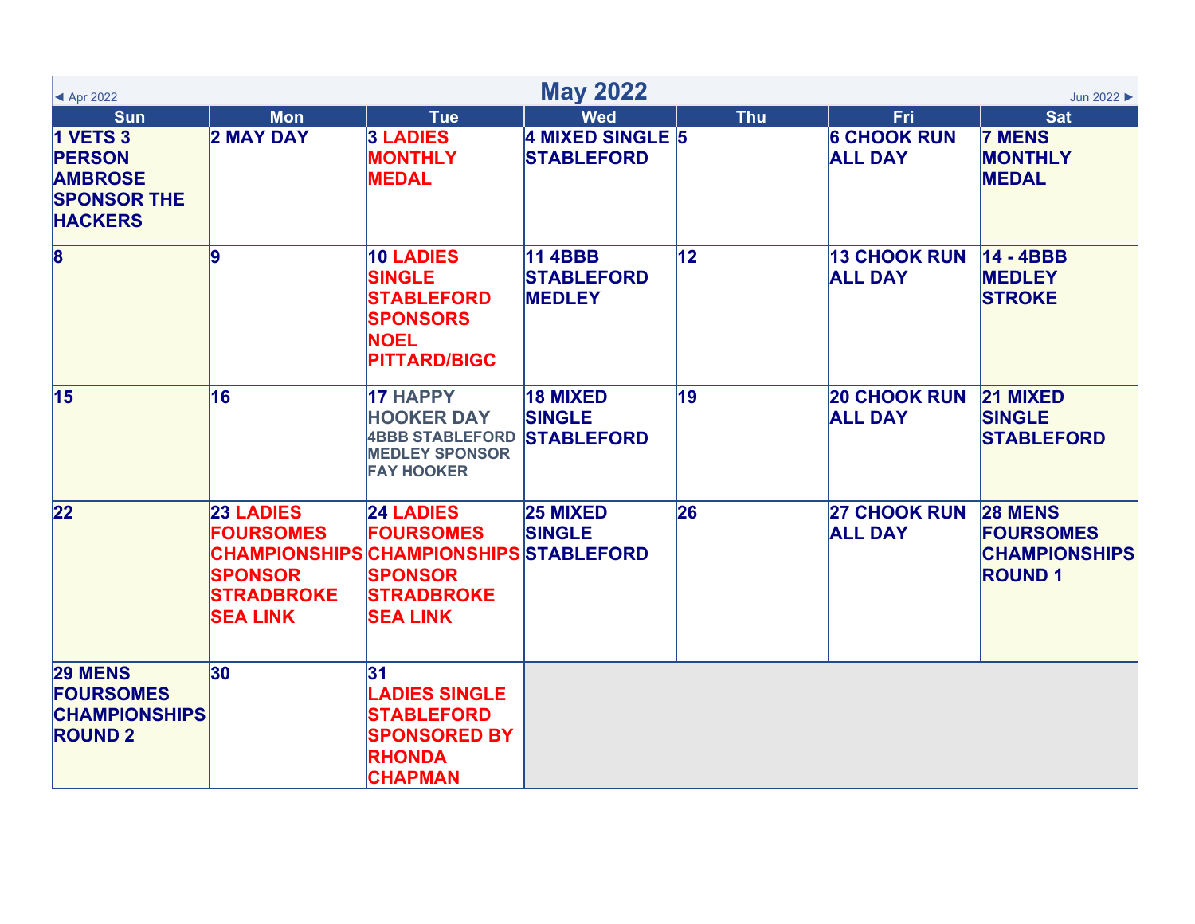# May 2022

◄ Apr 2022 | Jun 2022 ►

| Sun | Mon | Tue | Wed | Thu | Fri | Sat |
|---|---|---|---|---|---|---|
| 1 VETS 3 PERSON AMBROSE SPONSOR THE HACKERS | 2 MAY DAY | 3 LADIES MONTHLY MEDAL | 4 MIXED SINGLE STABLEFORD | 5 | 6 CHOOK RUN ALL DAY | 7 MENS MONTHLY MEDAL |
| 8 | 9 | 10 LADIES SINGLE STABLEFORD SPONSORS NOEL PITTARD/BIGC | 11 4BBB STABLEFORD MEDLEY | 12 | 13 CHOOK RUN ALL DAY | 14 - 4BBB MEDLEY STROKE |
| 15 | 16 | 17 HAPPY HOOKER DAY 4BBB STABLEFORD MEDLEY SPONSOR FAY HOOKER | 18 MIXED SINGLE STABLEFORD | 19 | 20 CHOOK RUN ALL DAY | 21 MIXED SINGLE STABLEFORD |
| 22 | 23 LADIES FOURSOMES CHAMPIONSHIPS SPONSOR STRADBROKE SEA LINK | 24 LADIES FOURSOMES CHAMPIONSHIPS SPONSOR STRADBROKE SEA LINK | 25 MIXED SINGLE STABLEFORD | 26 | 27 CHOOK RUN ALL DAY | 28 MENS FOURSOMES CHAMPIONSHIPS ROUND 1 |
| 29 MENS FOURSOMES CHAMPIONSHIPS ROUND 2 | 30 | 31 LADIES SINGLE STABLEFORD SPONSORED BY RHONDA CHAPMAN | | | | |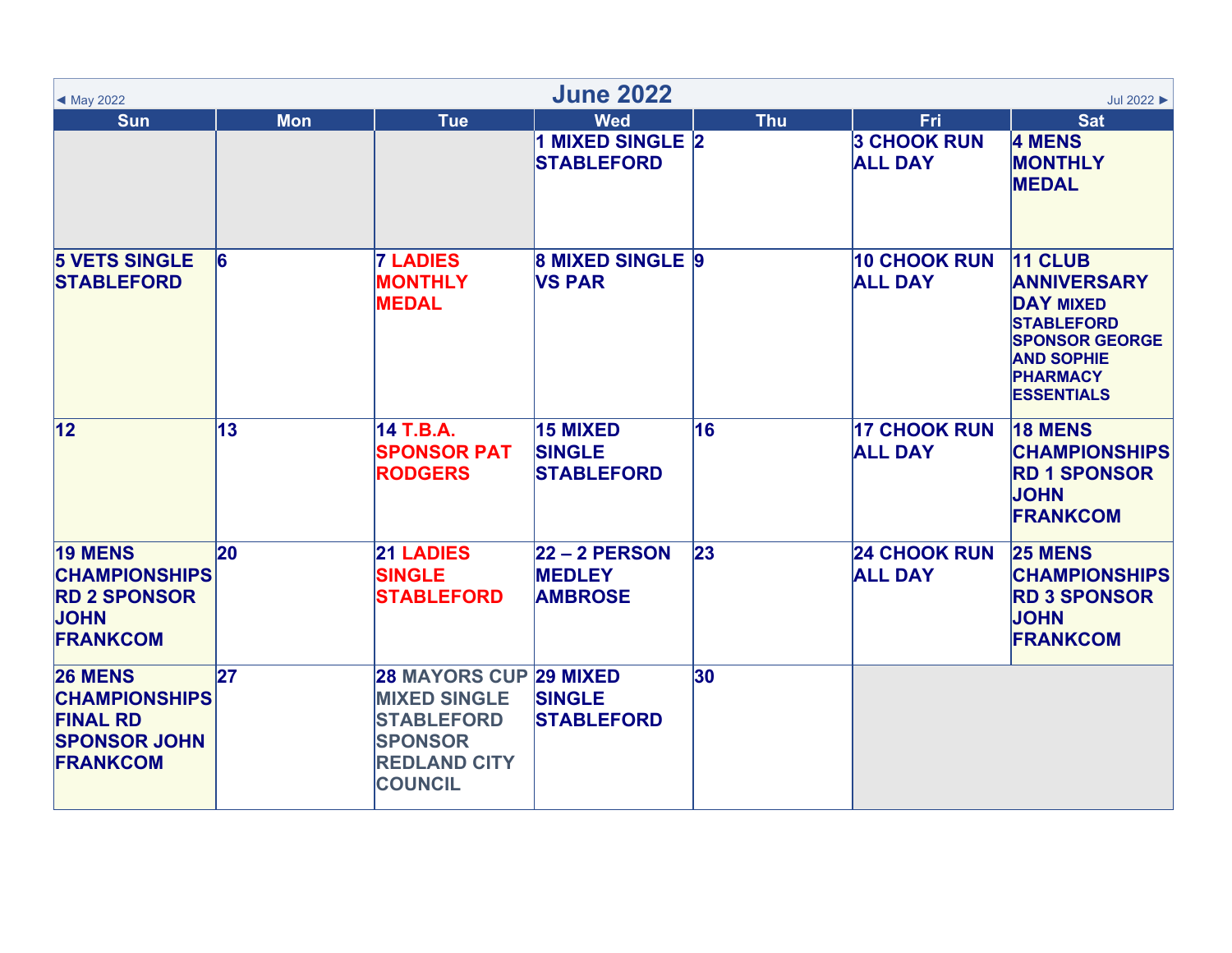# June 2022

◄ May 2022 | Jul 2022 ►

| Sun | Mon | Tue | Wed | Thu | Fri | Sat |
|---|---|---|---|---|---|---|
| | | | 1 MIXED SINGLE STABLEFORD | 2 | 3 CHOOK RUN ALL DAY | 4 MENS MONTHLY MEDAL |
| 5 VETS SINGLE STABLEFORD | 6 | 7 LADIES MONTHLY MEDAL | 8 MIXED SINGLE VS PAR | 9 | 10 CHOOK RUN ALL DAY | 11 CLUB ANNIVERSARY DAY MIXED STABLEFORD SPONSOR GEORGE AND SOPHIE PHARMACY ESSENTIALS |
| 12 | 13 | 14 T.B.A. SPONSOR PAT RODGERS | 15 MIXED SINGLE STABLEFORD | 16 | 17 CHOOK RUN ALL DAY | 18 MENS CHAMPIONSHIPS RD 1 SPONSOR JOHN FRANKCOM |
| 19 MENS CHAMPIONSHIPS RD 2 SPONSOR JOHN FRANKCOM | 20 | 21 LADIES SINGLE STABLEFORD | 22 – 2 PERSON MEDLEY AMBROSE | 23 | 24 CHOOK RUN ALL DAY | 25 MENS CHAMPIONSHIPS RD 3 SPONSOR JOHN FRANKCOM |
| 26 MENS CHAMPIONSHIPS FINAL RD SPONSOR JOHN FRANKCOM | 27 | 28 MAYORS CUP MIXED SINGLE STABLEFORD SPONSOR REDLAND CITY COUNCIL | 29 MIXED SINGLE STABLEFORD | 30 | | |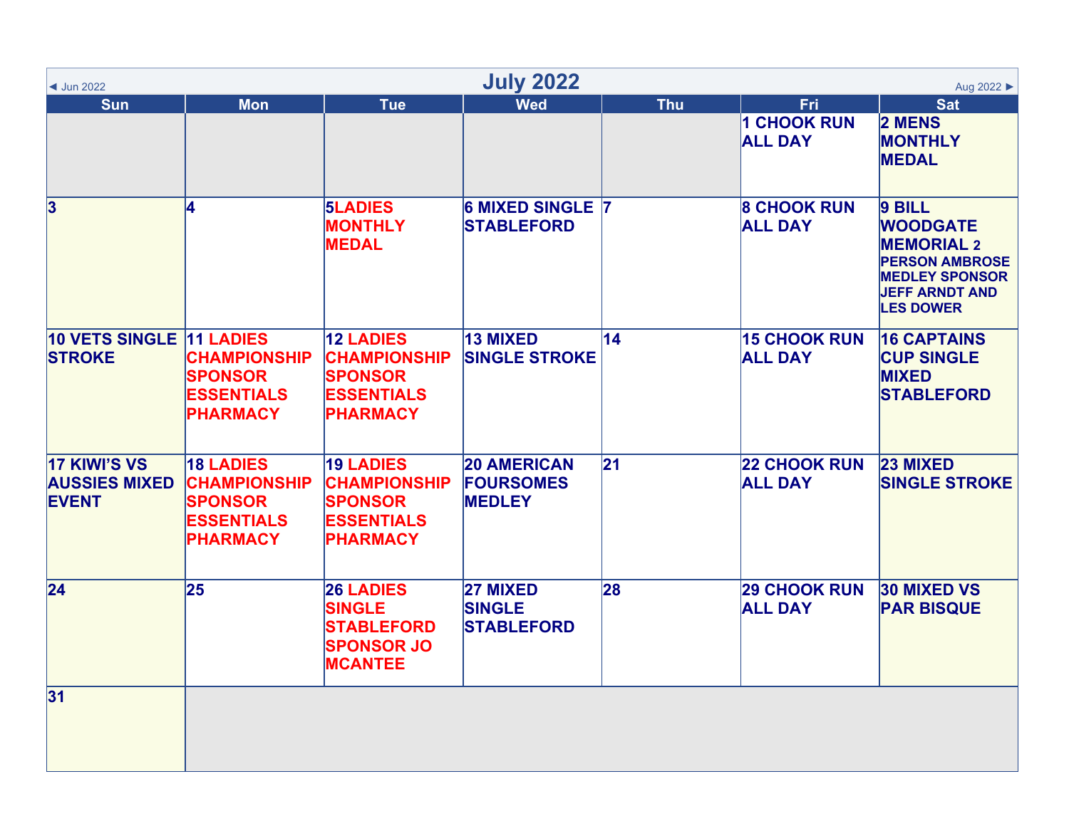# July 2022

◄ Jun 2022 | Aug 2022 ►

| Sun | Mon | Tue | Wed | Thu | Fri | Sat |
|---|---|---|---|---|---|---|
| | | | | | 1 CHOOK RUN ALL DAY | 2 MENS MONTHLY MEDAL |
| 3 | 4 | 5LADIES MONTHLY MEDAL | 6 MIXED SINGLE STABLEFORD | 7 | 8 CHOOK RUN ALL DAY | 9 BILL WOODGATE MEMORIAL 2 PERSON AMBROSE MEDLEY SPONSOR JEFF ARNDT AND LES DOWER |
| 10 VETS SINGLE STROKE | 11 LADIES CHAMPIONSHIP SPONSOR ESSENTIALS PHARMACY | 12 LADIES CHAMPIONSHIP SPONSOR ESSENTIALS PHARMACY | 13 MIXED SINGLE STROKE | 14 | 15 CHOOK RUN ALL DAY | 16 CAPTAINS CUP SINGLE MIXED STABLEFORD |
| 17 KIWI'S VS AUSSIES MIXED EVENT | 18 LADIES CHAMPIONSHIP SPONSOR ESSENTIALS PHARMACY | 19 LADIES CHAMPIONSHIP SPONSOR ESSENTIALS PHARMACY | 20 AMERICAN FOURSOMES MEDLEY | 21 | 22 CHOOK RUN ALL DAY | 23 MIXED SINGLE STROKE |
| 24 | 25 | 26 LADIES SINGLE STABLEFORD SPONSOR JO MCANTEE | 27 MIXED SINGLE STABLEFORD | 28 | 29 CHOOK RUN ALL DAY | 30 MIXED VS PAR BISQUE |
| 31 | | | | | | |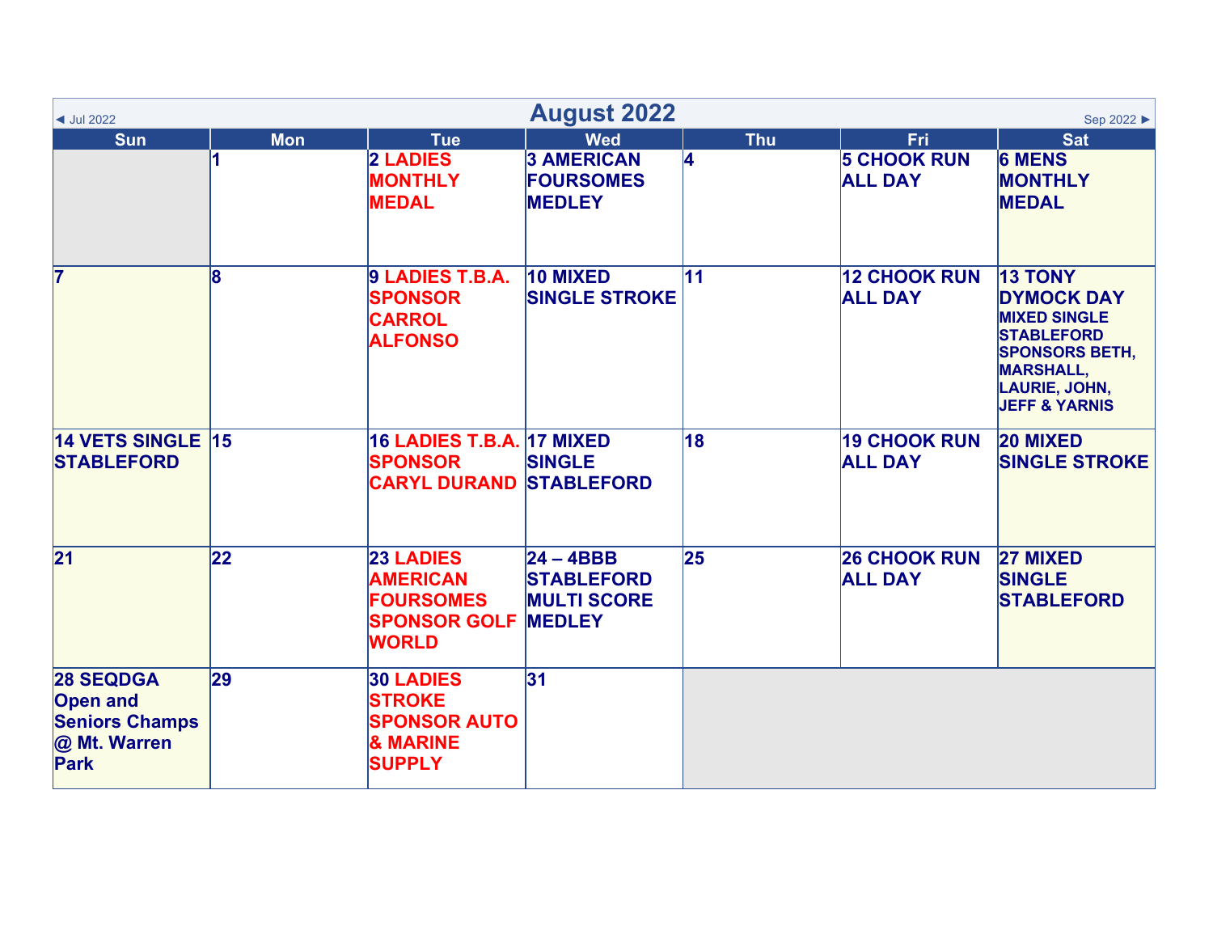# August 2022

◄ Jul 2022 | Sep 2022 ►

| Sun | Mon | Tue | Wed | Thu | Fri | Sat |
| --- | --- | --- | --- | --- | --- | --- |
| | 1 | 2 LADIES MONTHLY MEDAL | 3 AMERICAN FOURSOMES MEDLEY | 4 | 5 CHOOK RUN ALL DAY | 6 MENS MONTHLY MEDAL |
| 7 | 8 | 9 LADIES T.B.A. SPONSOR CARROL ALFONSO | 10 MIXED SINGLE STROKE | 11 | 12 CHOOK RUN ALL DAY | 13 TONY DYMOCK DAY MIXED SINGLE STABLEFORD SPONSORS BETH, MARSHALL, LAURIE, JOHN, JEFF & YARNIS |
| 14 VETS SINGLE STABLEFORD | 15 | 16 LADIES T.B.A. SPONSOR CARYL DURAND | 17 MIXED SINGLE STABLEFORD | 18 | 19 CHOOK RUN ALL DAY | 20 MIXED SINGLE STROKE |
| 21 | 22 | 23 LADIES AMERICAN FOURSOMES SPONSOR GOLF WORLD | 24 – 4BBB STABLEFORD MULTI SCORE MEDLEY | 25 | 26 CHOOK RUN ALL DAY | 27 MIXED SINGLE STABLEFORD |
| 28 SEQDGA Open and Seniors Champs @ Mt. Warren Park | 29 | 30 LADIES STROKE SPONSOR AUTO & MARINE SUPPLY | 31 | | | |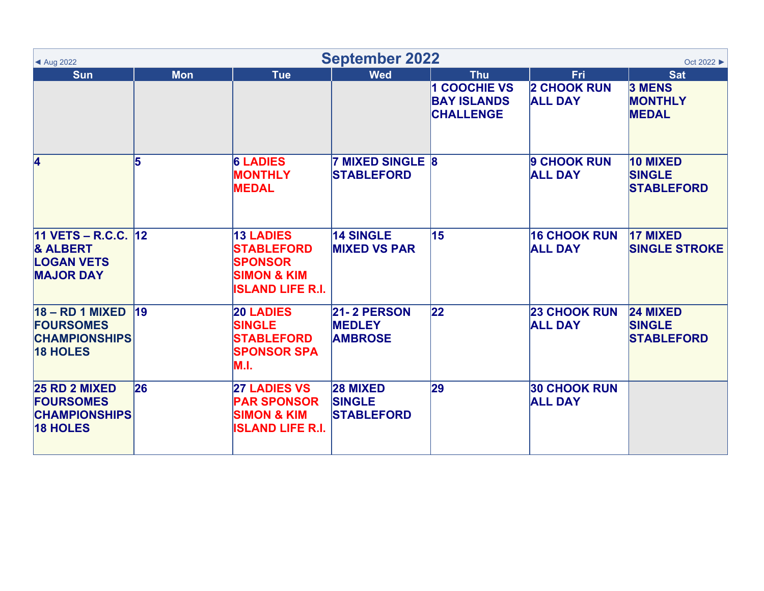◄ Aug 2022

# September 2022

Oct 2022 ►

| Sun | Mon | Tue | Wed | Thu | Fri | Sat |
|---|---|---|---|---|---|---|
| | | | | 1 COOCHIE VS BAY ISLANDS CHALLENGE | 2 CHOOK RUN ALL DAY | 3 MENS MONTHLY MEDAL |
| 4 | 5 | 6 LADIES MONTHLY MEDAL | 7 MIXED SINGLE STABLEFORD | 8 | 9 CHOOK RUN ALL DAY | 10 MIXED SINGLE STABLEFORD |
| 11 VETS – R.C.C. & ALBERT LOGAN VETS MAJOR DAY | 12 | 13 LADIES STABLEFORD SPONSOR SIMON & KIM ISLAND LIFE R.I. | 14 SINGLE MIXED VS PAR | 15 | 16 CHOOK RUN ALL DAY | 17 MIXED SINGLE STROKE |
| 18 – RD 1 MIXED FOURSOMES CHAMPIONSHIPS 18 HOLES | 19 | 20 LADIES SINGLE STABLEFORD SPONSOR SPA M.I. | 21- 2 PERSON MEDLEY AMBROSE | 22 | 23 CHOOK RUN ALL DAY | 24 MIXED SINGLE STABLEFORD |
| 25 RD 2 MIXED FOURSOMES CHAMPIONSHIPS 18 HOLES | 26 | 27 LADIES VS PAR SPONSOR SIMON & KIM ISLAND LIFE R.I. | 28 MIXED SINGLE STABLEFORD | 29 | 30 CHOOK RUN ALL DAY | |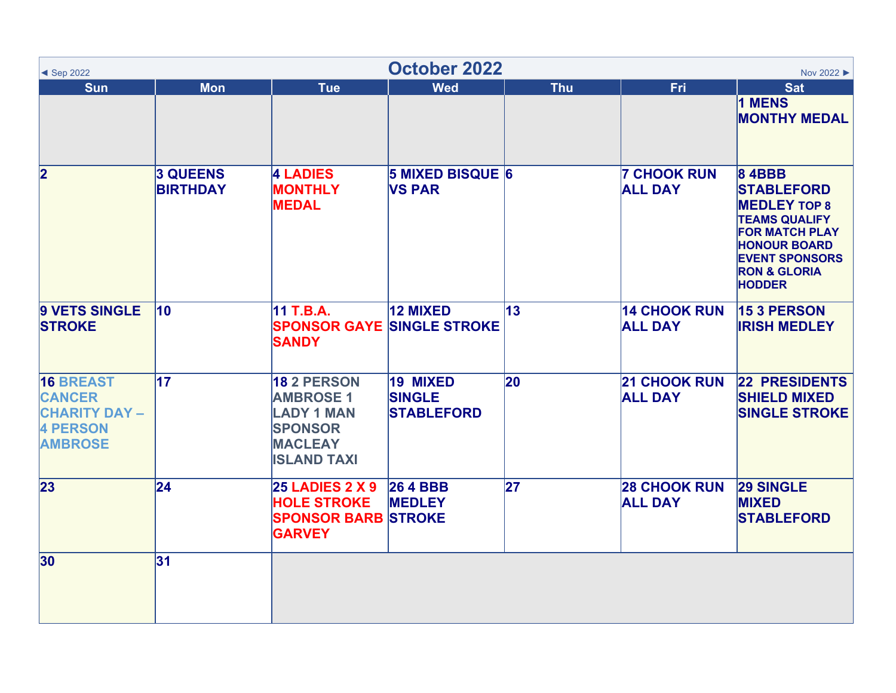# October 2022

◄ Sep 2022 | Nov 2022 ►

| Sun | Mon | Tue | Wed | Thu | Fri | Sat |
|---|---|---|---|---|---|---|
| | | | | | | 1 MENS MONTHY MEDAL |
| 2 | 3 QUEENS BIRTHDAY | 4 LADIES MONTHLY MEDAL | 5 MIXED BISQUE VS PAR | 6 | 7 CHOOK RUN ALL DAY | 8 4BBB STABLEFORD MEDLEY TOP 8 TEAMS QUALIFY FOR MATCH PLAY HONOUR BOARD EVENT SPONSORS RON & GLORIA HODDER |
| 9 VETS SINGLE STROKE | 10 | 11 T.B.A. SPONSOR GAYE SANDY | 12 MIXED SINGLE STROKE | 13 | 14 CHOOK RUN ALL DAY | 15 3 PERSON IRISH MEDLEY |
| 16 BREAST CANCER CHARITY DAY – 4 PERSON AMBROSE | 17 | 18 2 PERSON AMBROSE 1 LADY 1 MAN SPONSOR MACLEAY ISLAND TAXI | 19 MIXED SINGLE STABLEFORD | 20 | 21 CHOOK RUN ALL DAY | 22 PRESIDENTS SHIELD MIXED SINGLE STROKE |
| 23 | 24 | 25 LADIES 2 X 9 HOLE STROKE SPONSOR BARB GARVEY | 26 4 BBB MEDLEY STROKE | 27 | 28 CHOOK RUN ALL DAY | 29 SINGLE MIXED STABLEFORD |
| 30 | 31 | | | | | |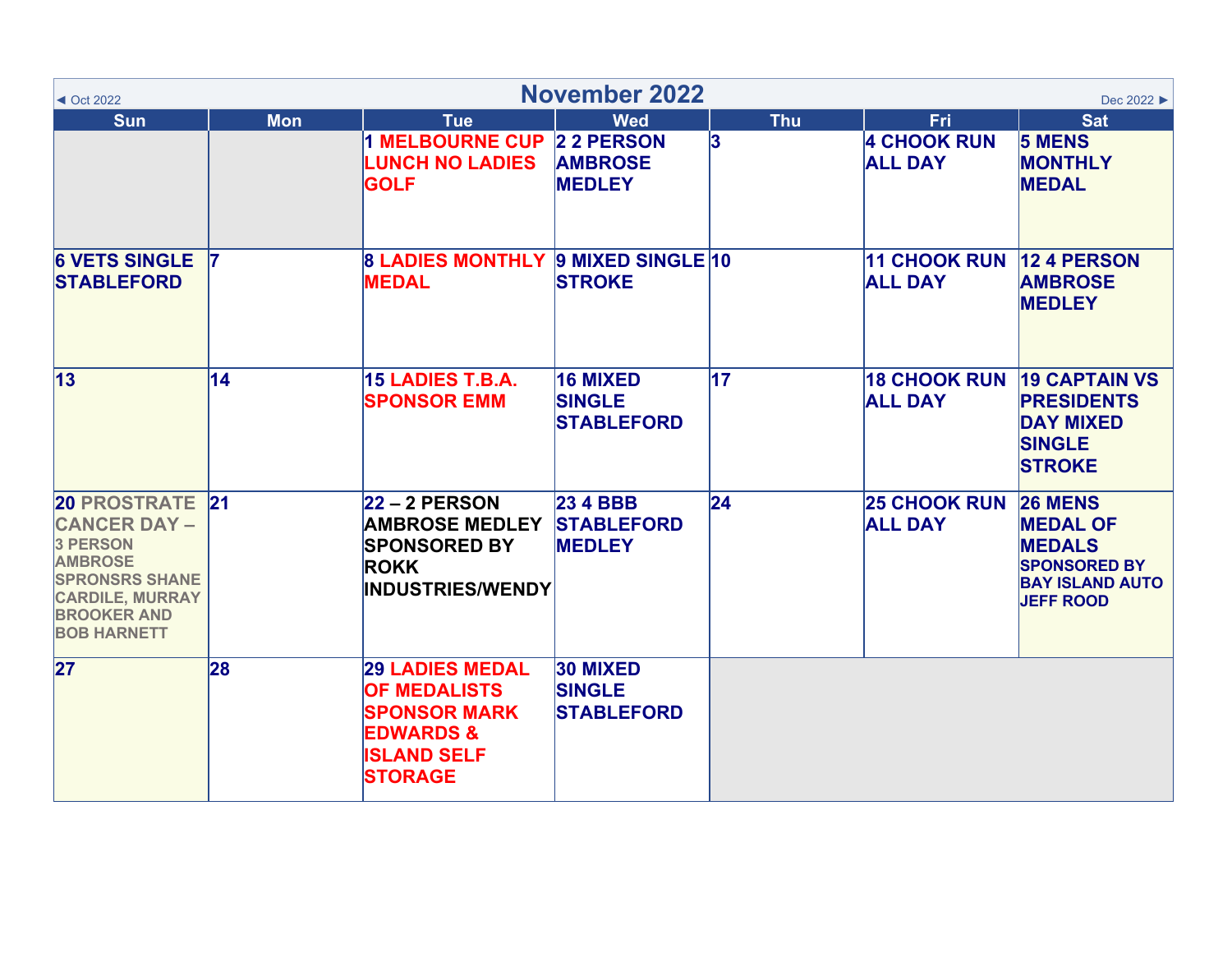◄ Oct 2022

# November 2022

Dec 2022 ►

| Sun | Mon | Tue | Wed | Thu | Fri | Sat |
|---|---|---|---|---|---|---|
| | | 1 MELBOURNE CUP LUNCH NO LADIES GOLF | 2 2 PERSON AMBROSE MEDLEY | 3 | 4 CHOOK RUN ALL DAY | 5 MENS MONTHLY MEDAL |
| 6 VETS SINGLE STABLEFORD | 7 | 8 LADIES MONTHLY MEDAL | 9 MIXED SINGLE STROKE | 10 | 11 CHOOK RUN ALL DAY | 12 4 PERSON AMBROSE MEDLEY |
| 13 | 14 | 15 LADIES T.B.A. SPONSOR EMM | 16 MIXED SINGLE STABLEFORD | 17 | 18 CHOOK RUN ALL DAY | 19 CAPTAIN VS PRESIDENTS DAY MIXED SINGLE STROKE |
| 20 PROSTRATE CANCER DAY – 3 PERSON AMBROSE SPRONSRS SHANE CARDILE, MURRAY BROOKER AND BOB HARNETT | 21 | 22 – 2 PERSON AMBROSE MEDLEY SPONSORED BY ROKK INDUSTRIES/WENDY | 23 4 BBB STABLEFORD MEDLEY | 24 | 25 CHOOK RUN ALL DAY | 26 MENS MEDAL OF MEDALS SPONSORED BY BAY ISLAND AUTO JEFF ROOD |
| 27 | 28 | 29 LADIES MEDAL OF MEDALISTS SPONSOR MARK EDWARDS & ISLAND SELF STORAGE | 30 MIXED SINGLE STABLEFORD | | | |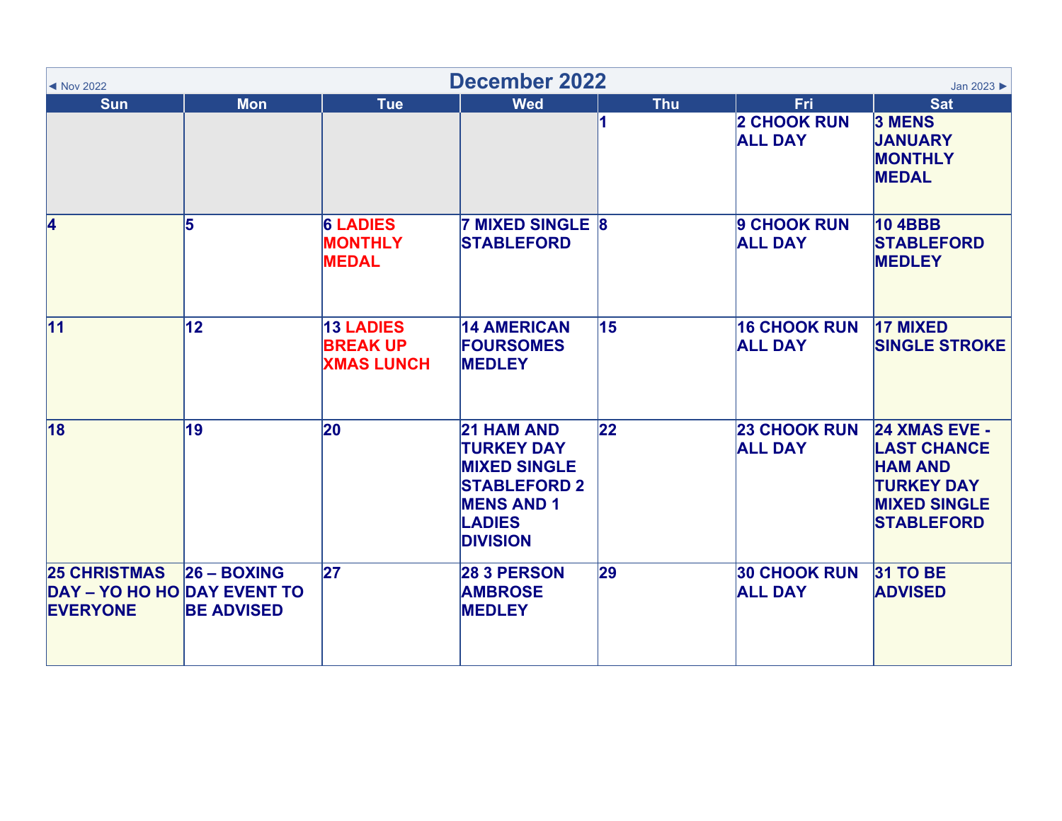◄ Nov 2022

# December 2022

Jan 2023 ►

| Sun | Mon | Tue | Wed | Thu | Fri | Sat |
|---|---|---|---|---|---|---|
| | | | | 1 | 2 CHOOK RUN ALL DAY | 3 MENS JANUARY MONTHLY MEDAL |
| 4 | 5 | 6 LADIES MONTHLY MEDAL | 7 MIXED SINGLE STABLEFORD | 8 | 9 CHOOK RUN ALL DAY | 10 4BBB STABLEFORD MEDLEY |
| 11 | 12 | 13 LADIES BREAK UP XMAS LUNCH | 14 AMERICAN FOURSOMES MEDLEY | 15 | 16 CHOOK RUN ALL DAY | 17 MIXED SINGLE STROKE |
| 18 | 19 | 20 | 21 HAM AND TURKEY DAY MIXED SINGLE STABLEFORD 2 MENS AND 1 LADIES DIVISION | 22 | 23 CHOOK RUN ALL DAY | 24 XMAS EVE - LAST CHANCE HAM AND TURKEY DAY MIXED SINGLE STABLEFORD |
| 25 CHRISTMAS DAY – YO HO HO EVERYONE | 26 – BOXING DAY EVENT TO BE ADVISED | 27 | 28 3 PERSON AMBROSE MEDLEY | 29 | 30 CHOOK RUN ALL DAY | 31 TO BE ADVISED |